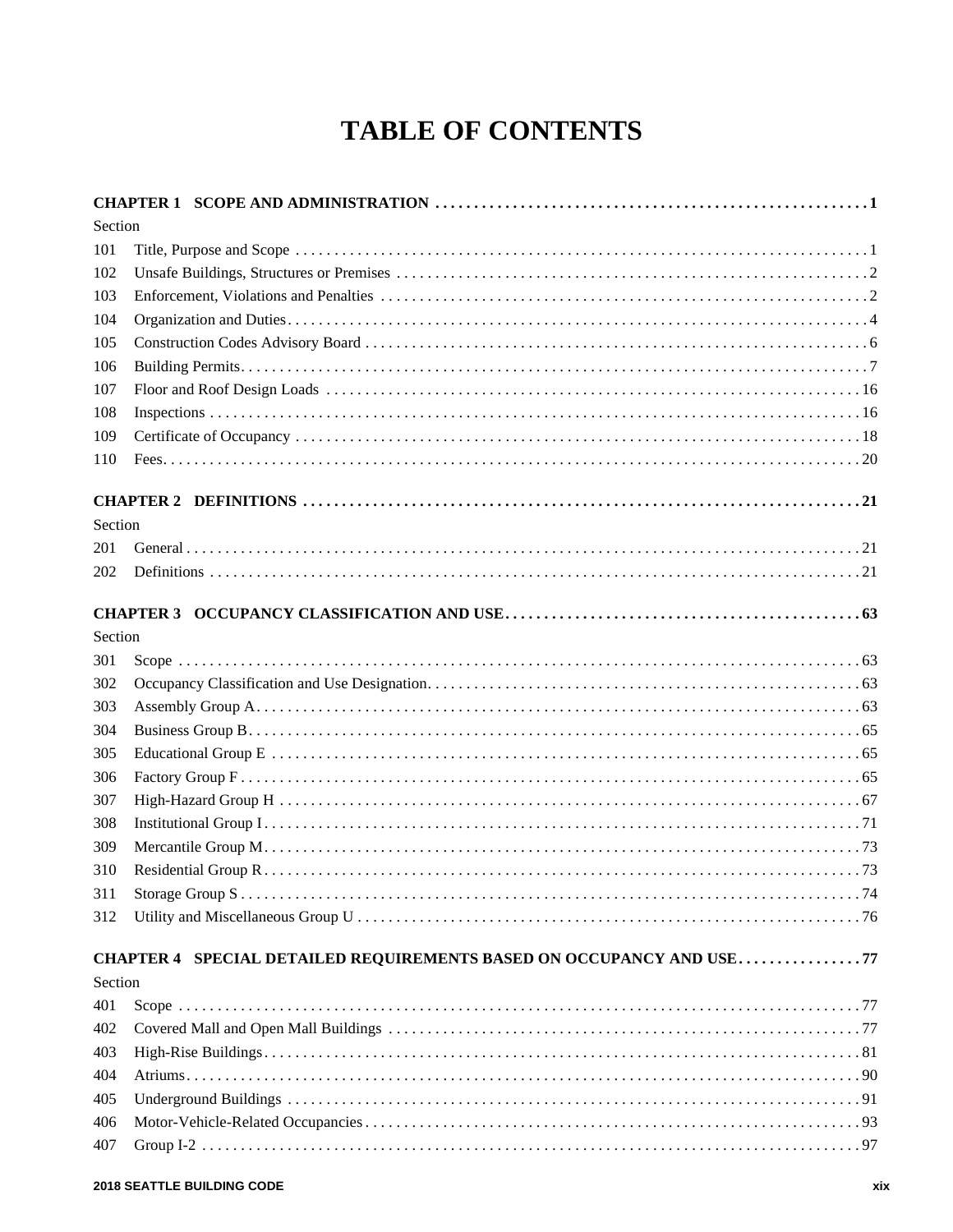# TABLE OF CONTENTS

**CHAPTER 1 SCOPE AND ADMINISTRATION . . . . . . . . . . 1**

Section

101 Title, Purpose and Scope . . . . . . . . . . 1
102 Unsafe Buildings, Structures or Premises . . . . . . . . . . 2
103 Enforcement, Violations and Penalties . . . . . . . . . . 2
104 Organization and Duties . . . . . . . . . . 4
105 Construction Codes Advisory Board . . . . . . . . . . 6
106 Building Permits . . . . . . . . . . 7
107 Floor and Roof Design Loads . . . . . . . . . . 16
108 Inspections . . . . . . . . . . 16
109 Certificate of Occupancy . . . . . . . . . . 18
110 Fees . . . . . . . . . . 20

**CHAPTER 2 DEFINITIONS . . . . . . . . . . 21**

Section

201 General . . . . . . . . . . 21
202 Definitions . . . . . . . . . . 21

**CHAPTER 3 OCCUPANCY CLASSIFICATION AND USE . . . . . . . . . . 63**

Section

301 Scope . . . . . . . . . . 63
302 Occupancy Classification and Use Designation . . . . . . . . . . 63
303 Assembly Group A . . . . . . . . . . 63
304 Business Group B . . . . . . . . . . 65
305 Educational Group E . . . . . . . . . . 65
306 Factory Group F . . . . . . . . . . 65
307 High-Hazard Group H . . . . . . . . . . 67
308 Institutional Group I . . . . . . . . . . 71
309 Mercantile Group M . . . . . . . . . . 73
310 Residential Group R . . . . . . . . . . 73
311 Storage Group S . . . . . . . . . . 74
312 Utility and Miscellaneous Group U . . . . . . . . . . 76

**CHAPTER 4 SPECIAL DETAILED REQUIREMENTS BASED ON OCCUPANCY AND USE . . . . . . . . . . 77**

Section

401 Scope . . . . . . . . . . 77
402 Covered Mall and Open Mall Buildings . . . . . . . . . . 77
403 High-Rise Buildings . . . . . . . . . . 81
404 Atriums . . . . . . . . . . 90
405 Underground Buildings . . . . . . . . . . 91
406 Motor-Vehicle-Related Occupancies . . . . . . . . . . 93
407 Group I-2 . . . . . . . . . . 97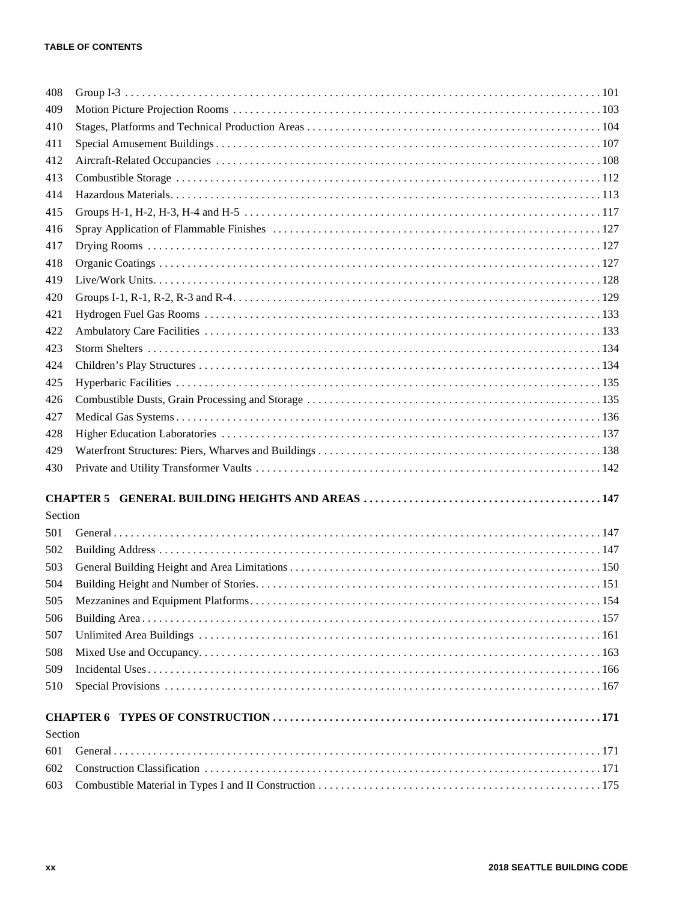| | | |
|---|---|---|
| 408 | Group I-3 | 101 |
| 409 | Motion Picture Projection Rooms | 103 |
| 410 | Stages, Platforms and Technical Production Areas | 104 |
| 411 | Special Amusement Buildings | 107 |
| 412 | Aircraft-Related Occupancies | 108 |
| 413 | Combustible Storage | 112 |
| 414 | Hazardous Materials | 113 |
| 415 | Groups H-1, H-2, H-3, H-4 and H-5 | 117 |
| 416 | Spray Application of Flammable Finishes | 127 |
| 417 | Drying Rooms | 127 |
| 418 | Organic Coatings | 127 |
| 419 | Live/Work Units | 128 |
| 420 | Groups I-1, R-1, R-2, R-3 and R-4 | 129 |
| 421 | Hydrogen Fuel Gas Rooms | 133 |
| 422 | Ambulatory Care Facilities | 133 |
| 423 | Storm Shelters | 134 |
| 424 | Children's Play Structures | 134 |
| 425 | Hyperbaric Facilities | 135 |
| 426 | Combustible Dusts, Grain Processing and Storage | 135 |
| 427 | Medical Gas Systems | 136 |
| 428 | Higher Education Laboratories | 137 |
| 429 | Waterfront Structures: Piers, Wharves and Buildings | 138 |
| 430 | Private and Utility Transformer Vaults | 142 |

**CHAPTER 5 GENERAL BUILDING HEIGHTS AND AREAS . . . . . 147**

| Section | | |
|---|---|---|
| 501 | General | 147 |
| 502 | Building Address | 147 |
| 503 | General Building Height and Area Limitations | 150 |
| 504 | Building Height and Number of Stories | 151 |
| 505 | Mezzanines and Equipment Platforms | 154 |
| 506 | Building Area | 157 |
| 507 | Unlimited Area Buildings | 161 |
| 508 | Mixed Use and Occupancy | 163 |
| 509 | Incidental Uses | 166 |
| 510 | Special Provisions | 167 |

**CHAPTER 6 TYPES OF CONSTRUCTION . . . . . 171**

| Section | | |
|---|---|---|
| 601 | General | 171 |
| 602 | Construction Classification | 171 |
| 603 | Combustible Material in Types I and II Construction | 175 |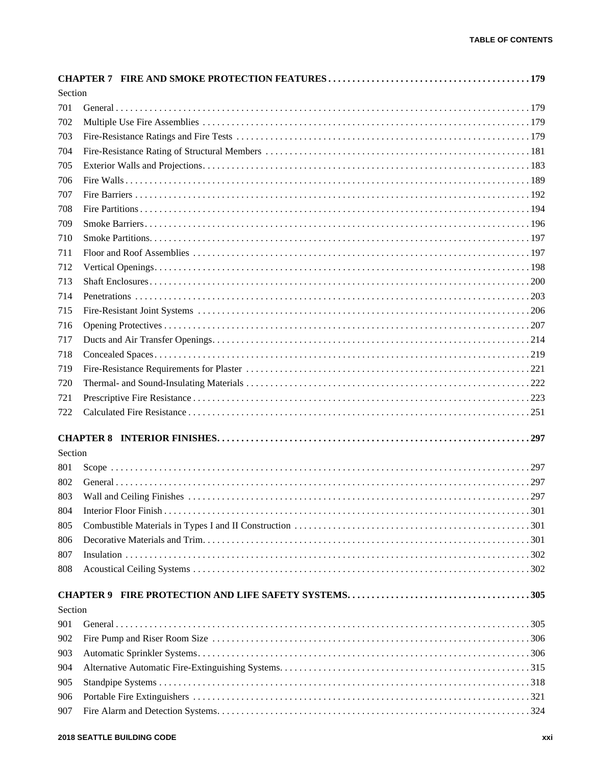**CHAPTER 7 FIRE AND SMOKE PROTECTION FEATURES . . . . . . . . . . 179**

Section

701 General . . . . . . . . . . 179
702 Multiple Use Fire Assemblies . . . . . . . . . . 179
703 Fire-Resistance Ratings and Fire Tests . . . . . . . . . . 179
704 Fire-Resistance Rating of Structural Members . . . . . . . . . . 181
705 Exterior Walls and Projections. . . . . . . . . . 183
706 Fire Walls . . . . . . . . . . 189
707 Fire Barriers . . . . . . . . . . 192
708 Fire Partitions . . . . . . . . . . 194
709 Smoke Barriers. . . . . . . . . . 196
710 Smoke Partitions. . . . . . . . . . 197
711 Floor and Roof Assemblies . . . . . . . . . . 197
712 Vertical Openings. . . . . . . . . . 198
713 Shaft Enclosures . . . . . . . . . . 200
714 Penetrations . . . . . . . . . . 203
715 Fire-Resistant Joint Systems . . . . . . . . . . 206
716 Opening Protectives . . . . . . . . . . 207
717 Ducts and Air Transfer Openings. . . . . . . . . . 214
718 Concealed Spaces . . . . . . . . . . 219
719 Fire-Resistance Requirements for Plaster . . . . . . . . . . 221
720 Thermal- and Sound-Insulating Materials . . . . . . . . . . 222
721 Prescriptive Fire Resistance . . . . . . . . . . 223
722 Calculated Fire Resistance . . . . . . . . . . 251

**CHAPTER 8 INTERIOR FINISHES. . . . . . . . . . 297**

Section

801 Scope . . . . . . . . . . 297
802 General . . . . . . . . . . 297
803 Wall and Ceiling Finishes . . . . . . . . . . 297
804 Interior Floor Finish . . . . . . . . . . 301
805 Combustible Materials in Types I and II Construction . . . . . . . . . . 301
806 Decorative Materials and Trim. . . . . . . . . . . 301
807 Insulation . . . . . . . . . . 302
808 Acoustical Ceiling Systems . . . . . . . . . . 302

**CHAPTER 9 FIRE PROTECTION AND LIFE SAFETY SYSTEMS. . . . . . . . . . 305**

Section

901 General . . . . . . . . . . 305
902 Fire Pump and Riser Room Size . . . . . . . . . . 306
903 Automatic Sprinkler Systems. . . . . . . . . . . 306
904 Alternative Automatic Fire-Extinguishing Systems. . . . . . . . . . . 315
905 Standpipe Systems . . . . . . . . . . 318
906 Portable Fire Extinguishers . . . . . . . . . . 321
907 Fire Alarm and Detection Systems. . . . . . . . . . . 324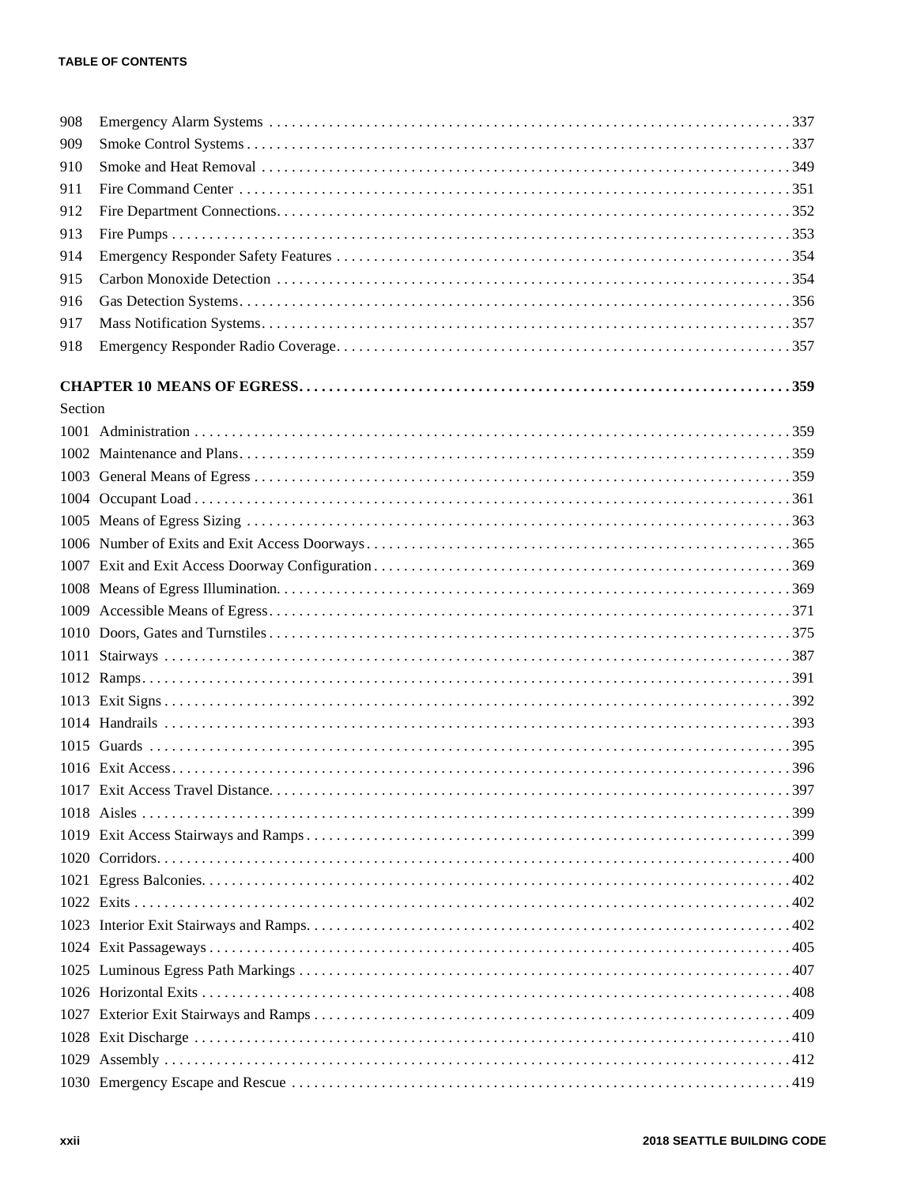| | | |
|---|---|---|
| 908 | Emergency Alarm Systems | 337 |
| 909 | Smoke Control Systems | 337 |
| 910 | Smoke and Heat Removal | 349 |
| 911 | Fire Command Center | 351 |
| 912 | Fire Department Connections | 352 |
| 913 | Fire Pumps | 353 |
| 914 | Emergency Responder Safety Features | 354 |
| 915 | Carbon Monoxide Detection | 354 |
| 916 | Gas Detection Systems | 356 |
| 917 | Mass Notification Systems | 357 |
| 918 | Emergency Responder Radio Coverage | 357 |

**CHAPTER 10 MEANS OF EGRESS . . . . . 359**

| Section | | |
|---|---|---|
| 1001 | Administration | 359 |
| 1002 | Maintenance and Plans | 359 |
| 1003 | General Means of Egress | 359 |
| 1004 | Occupant Load | 361 |
| 1005 | Means of Egress Sizing | 363 |
| 1006 | Number of Exits and Exit Access Doorways | 365 |
| 1007 | Exit and Exit Access Doorway Configuration | 369 |
| 1008 | Means of Egress Illumination | 369 |
| 1009 | Accessible Means of Egress | 371 |
| 1010 | Doors, Gates and Turnstiles | 375 |
| 1011 | Stairways | 387 |
| 1012 | Ramps | 391 |
| 1013 | Exit Signs | 392 |
| 1014 | Handrails | 393 |
| 1015 | Guards | 395 |
| 1016 | Exit Access | 396 |
| 1017 | Exit Access Travel Distance | 397 |
| 1018 | Aisles | 399 |
| 1019 | Exit Access Stairways and Ramps | 399 |
| 1020 | Corridors | 400 |
| 1021 | Egress Balconies | 402 |
| 1022 | Exits | 402 |
| 1023 | Interior Exit Stairways and Ramps | 402 |
| 1024 | Exit Passageways | 405 |
| 1025 | Luminous Egress Path Markings | 407 |
| 1026 | Horizontal Exits | 408 |
| 1027 | Exterior Exit Stairways and Ramps | 409 |
| 1028 | Exit Discharge | 410 |
| 1029 | Assembly | 412 |
| 1030 | Emergency Escape and Rescue | 419 |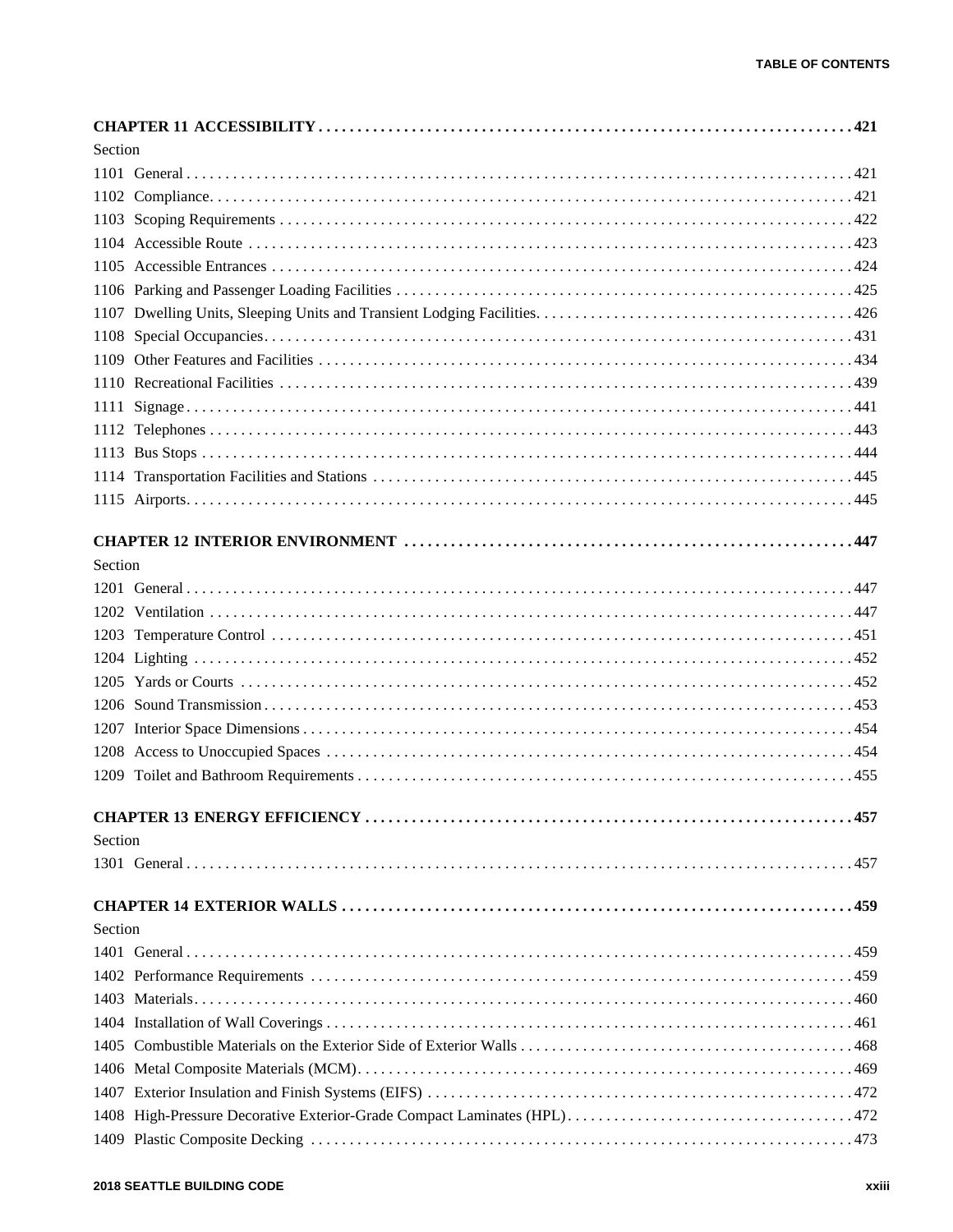**CHAPTER 11 ACCESSIBILITY . . . . . . . . . . 421**

Section

1101 General . . . . . . . . . . 421
1102 Compliance. . . . . . . . . . 421
1103 Scoping Requirements . . . . . . . . . . 422
1104 Accessible Route . . . . . . . . . . 423
1105 Accessible Entrances . . . . . . . . . . 424
1106 Parking and Passenger Loading Facilities . . . . . . . . . . 425
1107 Dwelling Units, Sleeping Units and Transient Lodging Facilities. . . . . . . . . . 426
1108 Special Occupancies. . . . . . . . . . 431
1109 Other Features and Facilities . . . . . . . . . . 434
1110 Recreational Facilities . . . . . . . . . . 439
1111 Signage. . . . . . . . . . 441
1112 Telephones . . . . . . . . . . 443
1113 Bus Stops . . . . . . . . . . 444
1114 Transportation Facilities and Stations . . . . . . . . . . 445
1115 Airports. . . . . . . . . . 445

**CHAPTER 12 INTERIOR ENVIRONMENT . . . . . . . . . . 447**

Section

1201 General . . . . . . . . . . 447
1202 Ventilation . . . . . . . . . . 447
1203 Temperature Control . . . . . . . . . . 451
1204 Lighting . . . . . . . . . . 452
1205 Yards or Courts . . . . . . . . . . 452
1206 Sound Transmission . . . . . . . . . . 453
1207 Interior Space Dimensions . . . . . . . . . . 454
1208 Access to Unoccupied Spaces . . . . . . . . . . 454
1209 Toilet and Bathroom Requirements . . . . . . . . . . 455

**CHAPTER 13 ENERGY EFFICIENCY . . . . . . . . . . 457**

Section

1301 General . . . . . . . . . . 457

**CHAPTER 14 EXTERIOR WALLS . . . . . . . . . . 459**

Section

1401 General . . . . . . . . . . 459
1402 Performance Requirements . . . . . . . . . . 459
1403 Materials. . . . . . . . . . 460
1404 Installation of Wall Coverings . . . . . . . . . . 461
1405 Combustible Materials on the Exterior Side of Exterior Walls . . . . . . . . . . 468
1406 Metal Composite Materials (MCM). . . . . . . . . . 469
1407 Exterior Insulation and Finish Systems (EIFS) . . . . . . . . . . 472
1408 High-Pressure Decorative Exterior-Grade Compact Laminates (HPL) . . . . . . . . . . 472
1409 Plastic Composite Decking . . . . . . . . . . 473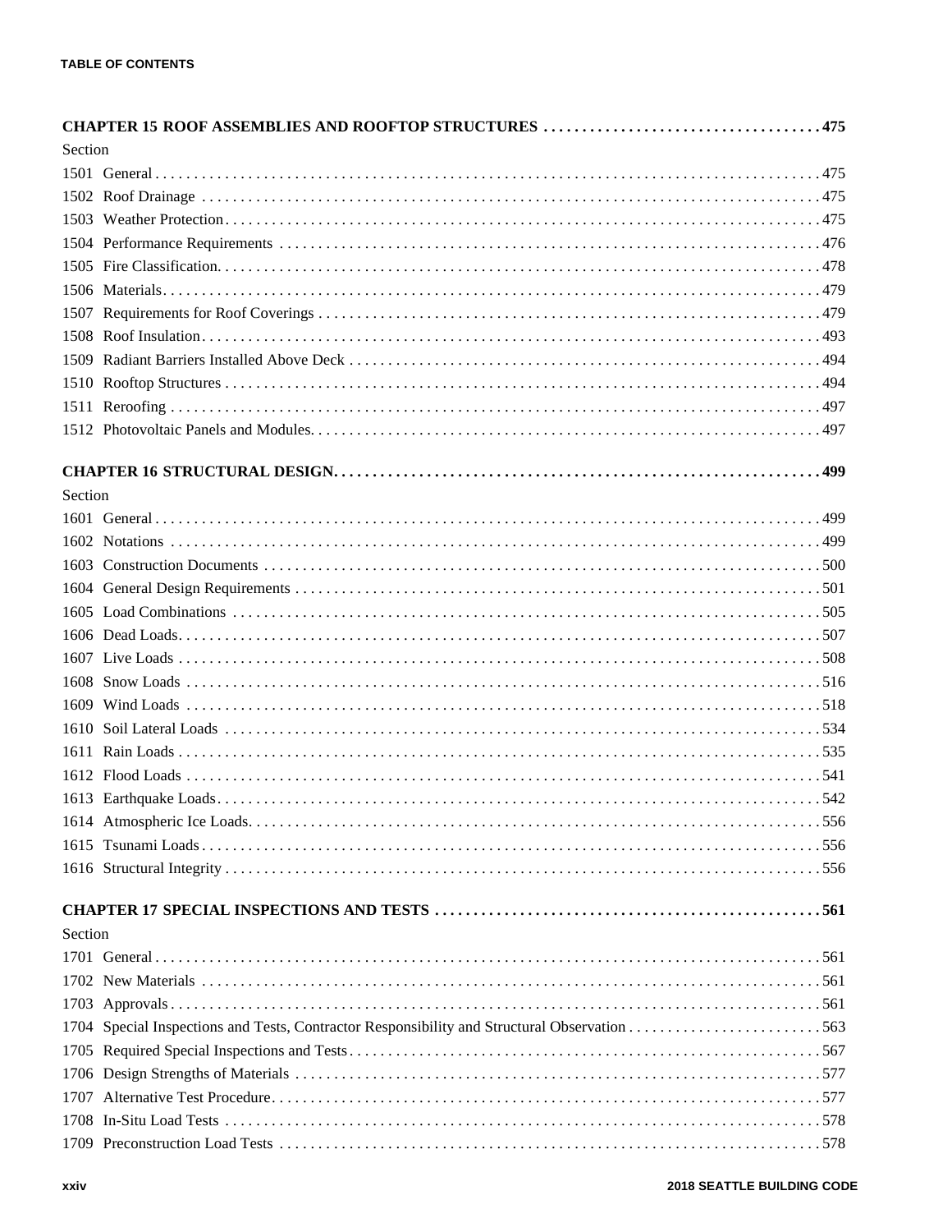**CHAPTER 15 ROOF ASSEMBLIES AND ROOFTOP STRUCTURES . . . . . . . . . . 475**

Section

1501 General . . . . . . . . . . 475
1502 Roof Drainage . . . . . . . . . . 475
1503 Weather Protection . . . . . . . . . . 475
1504 Performance Requirements . . . . . . . . . . 476
1505 Fire Classification . . . . . . . . . . 478
1506 Materials . . . . . . . . . . 479
1507 Requirements for Roof Coverings . . . . . . . . . . 479
1508 Roof Insulation . . . . . . . . . . 493
1509 Radiant Barriers Installed Above Deck . . . . . . . . . . 494
1510 Rooftop Structures . . . . . . . . . . 494
1511 Reroofing . . . . . . . . . . 497
1512 Photovoltaic Panels and Modules . . . . . . . . . . 497

**CHAPTER 16 STRUCTURAL DESIGN . . . . . . . . . . 499**

Section

1601 General . . . . . . . . . . 499
1602 Notations . . . . . . . . . . 499
1603 Construction Documents . . . . . . . . . . 500
1604 General Design Requirements . . . . . . . . . . 501
1605 Load Combinations . . . . . . . . . . 505
1606 Dead Loads . . . . . . . . . . 507
1607 Live Loads . . . . . . . . . . 508
1608 Snow Loads . . . . . . . . . . 516
1609 Wind Loads . . . . . . . . . . 518
1610 Soil Lateral Loads . . . . . . . . . . 534
1611 Rain Loads . . . . . . . . . . 535
1612 Flood Loads . . . . . . . . . . 541
1613 Earthquake Loads . . . . . . . . . . 542
1614 Atmospheric Ice Loads . . . . . . . . . . 556
1615 Tsunami Loads . . . . . . . . . . 556
1616 Structural Integrity . . . . . . . . . . 556

**CHAPTER 17 SPECIAL INSPECTIONS AND TESTS . . . . . . . . . . 561**

Section

1701 General . . . . . . . . . . 561
1702 New Materials . . . . . . . . . . 561
1703 Approvals . . . . . . . . . . 561
1704 Special Inspections and Tests, Contractor Responsibility and Structural Observation . . . . . . . . . . 563
1705 Required Special Inspections and Tests . . . . . . . . . . 567
1706 Design Strengths of Materials . . . . . . . . . . 577
1707 Alternative Test Procedure . . . . . . . . . . 577
1708 In-Situ Load Tests . . . . . . . . . . 578
1709 Preconstruction Load Tests . . . . . . . . . . 578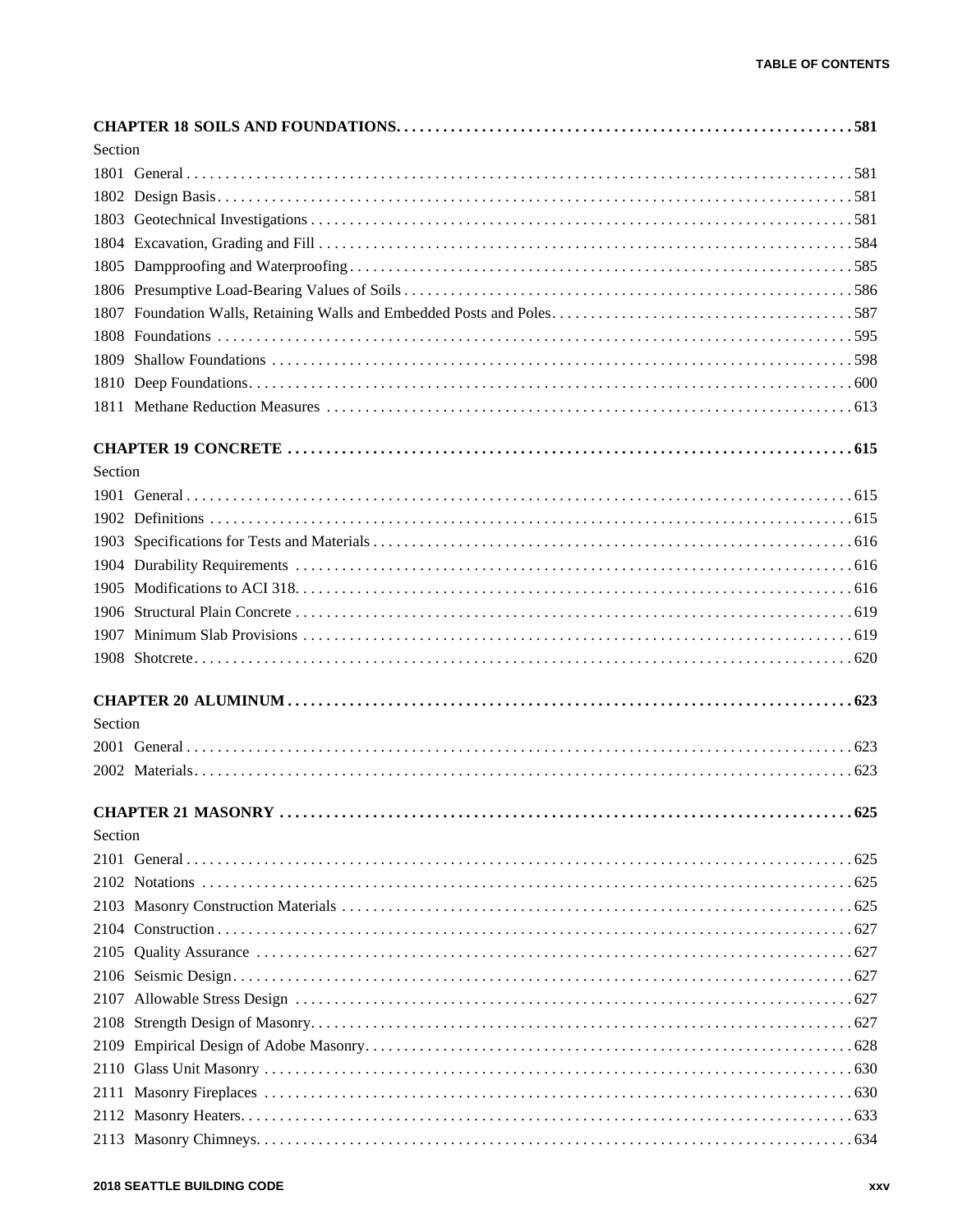**CHAPTER 18 SOILS AND FOUNDATIONS . . . . . . . . . . . . 581**

Section

1801 General . . . . . . . . . . . . 581
1802 Design Basis . . . . . . . . . . . . 581
1803 Geotechnical Investigations . . . . . . . . . . . . 581
1804 Excavation, Grading and Fill . . . . . . . . . . . . 584
1805 Dampproofing and Waterproofing . . . . . . . . . . . . 585
1806 Presumptive Load-Bearing Values of Soils . . . . . . . . . . . . 586
1807 Foundation Walls, Retaining Walls and Embedded Posts and Poles . . . . . . . . . . . . 587
1808 Foundations . . . . . . . . . . . . 595
1809 Shallow Foundations . . . . . . . . . . . . 598
1810 Deep Foundations . . . . . . . . . . . . 600
1811 Methane Reduction Measures . . . . . . . . . . . . 613

**CHAPTER 19 CONCRETE . . . . . . . . . . . . 615**

Section

1901 General . . . . . . . . . . . . 615
1902 Definitions . . . . . . . . . . . . 615
1903 Specifications for Tests and Materials . . . . . . . . . . . . 616
1904 Durability Requirements . . . . . . . . . . . . 616
1905 Modifications to ACI 318 . . . . . . . . . . . . 616
1906 Structural Plain Concrete . . . . . . . . . . . . 619
1907 Minimum Slab Provisions . . . . . . . . . . . . 619
1908 Shotcrete . . . . . . . . . . . . 620

**CHAPTER 20 ALUMINUM . . . . . . . . . . . . 623**

Section

2001 General . . . . . . . . . . . . 623
2002 Materials . . . . . . . . . . . . 623

**CHAPTER 21 MASONRY . . . . . . . . . . . . 625**

Section

2101 General . . . . . . . . . . . . 625
2102 Notations . . . . . . . . . . . . 625
2103 Masonry Construction Materials . . . . . . . . . . . . 625
2104 Construction . . . . . . . . . . . . 627
2105 Quality Assurance . . . . . . . . . . . . 627
2106 Seismic Design . . . . . . . . . . . . 627
2107 Allowable Stress Design . . . . . . . . . . . . 627
2108 Strength Design of Masonry . . . . . . . . . . . . 627
2109 Empirical Design of Adobe Masonry . . . . . . . . . . . . 628
2110 Glass Unit Masonry . . . . . . . . . . . . 630
2111 Masonry Fireplaces . . . . . . . . . . . . 630
2112 Masonry Heaters . . . . . . . . . . . . 633
2113 Masonry Chimneys . . . . . . . . . . . . 634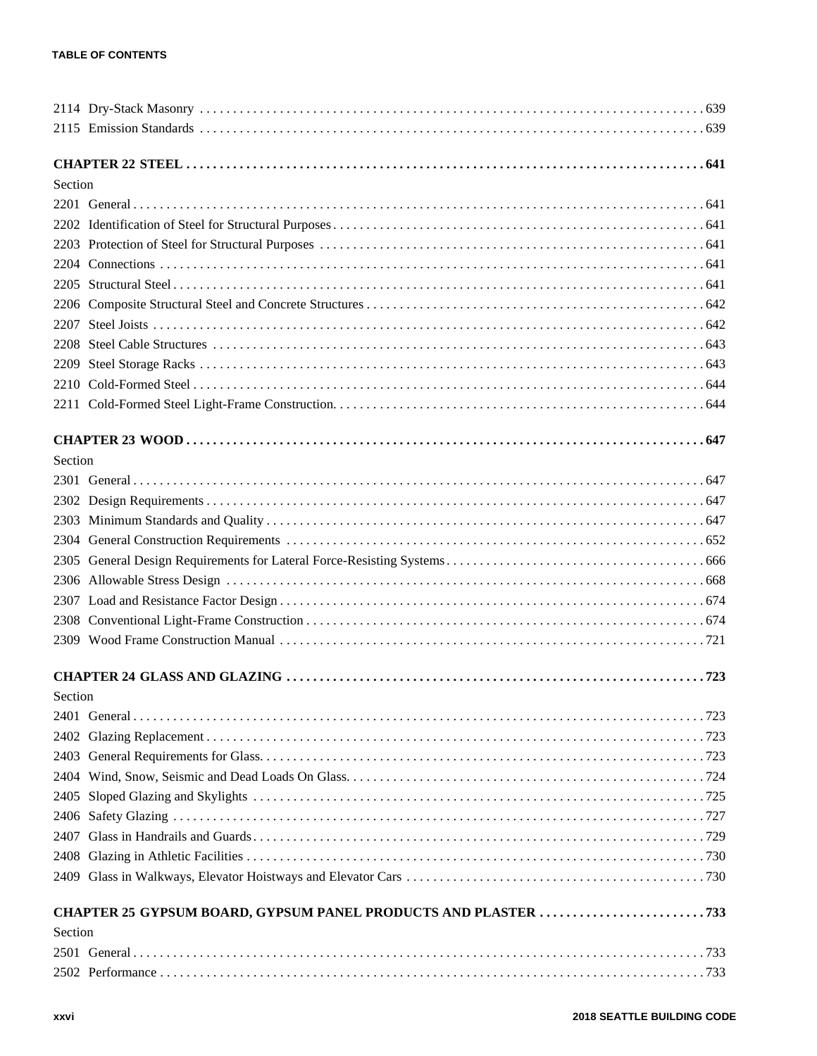2114 Dry-Stack Masonry . . . . . . . . . . . . . . . . . . . . . . . . . . . . . . . . . . . . . . . . . . . . . . . . . . . . . . . . . . . . . . . . . . . . . . . . . 639
2115 Emission Standards . . . . . . . . . . . . . . . . . . . . . . . . . . . . . . . . . . . . . . . . . . . . . . . . . . . . . . . . . . . . . . . . . . . . . . . . 639

**CHAPTER 22 STEEL . . . . . . . . . . . . . . . . . . . . . . . . . . . . . . . . . . . . . . . . . . . . . . . . . . . . . . . . . . . . . . . . . . . . . . . . 641**

Section

2201 General . . . . . . . . . . . . . . . . . . . . . . . . . . . . . . . . . . . . . . . . . . . . . . . . . . . . . . . . . . . . . . . . . . . . . . . . . . . . 641
2202 Identification of Steel for Structural Purposes . . . . . . . . . . . . . . . . . . . . . . . . . . . . . . . . . . . . . . . . . . . . . . . . . . 641
2203 Protection of Steel for Structural Purposes . . . . . . . . . . . . . . . . . . . . . . . . . . . . . . . . . . . . . . . . . . . . . . . . . . . 641
2204 Connections . . . . . . . . . . . . . . . . . . . . . . . . . . . . . . . . . . . . . . . . . . . . . . . . . . . . . . . . . . . . . . . . . . . . . . . . 641
2205 Structural Steel . . . . . . . . . . . . . . . . . . . . . . . . . . . . . . . . . . . . . . . . . . . . . . . . . . . . . . . . . . . . . . . . . . . . . . 641
2206 Composite Structural Steel and Concrete Structures . . . . . . . . . . . . . . . . . . . . . . . . . . . . . . . . . . . . . . . . . . . . . 642
2207 Steel Joists . . . . . . . . . . . . . . . . . . . . . . . . . . . . . . . . . . . . . . . . . . . . . . . . . . . . . . . . . . . . . . . . . . . . . . . . . 642
2208 Steel Cable Structures . . . . . . . . . . . . . . . . . . . . . . . . . . . . . . . . . . . . . . . . . . . . . . . . . . . . . . . . . . . . . . . . . 643
2209 Steel Storage Racks . . . . . . . . . . . . . . . . . . . . . . . . . . . . . . . . . . . . . . . . . . . . . . . . . . . . . . . . . . . . . . . . . . . 643
2210 Cold-Formed Steel . . . . . . . . . . . . . . . . . . . . . . . . . . . . . . . . . . . . . . . . . . . . . . . . . . . . . . . . . . . . . . . . . . . . 644
2211 Cold-Formed Steel Light-Frame Construction. . . . . . . . . . . . . . . . . . . . . . . . . . . . . . . . . . . . . . . . . . . . . . . . . . 644

**CHAPTER 23 WOOD . . . . . . . . . . . . . . . . . . . . . . . . . . . . . . . . . . . . . . . . . . . . . . . . . . . . . . . . . . . . . . . . . . . . . . . . 647**

Section

2301 General . . . . . . . . . . . . . . . . . . . . . . . . . . . . . . . . . . . . . . . . . . . . . . . . . . . . . . . . . . . . . . . . . . . . . . . . . . . . 647
2302 Design Requirements . . . . . . . . . . . . . . . . . . . . . . . . . . . . . . . . . . . . . . . . . . . . . . . . . . . . . . . . . . . . . . . . . . 647
2303 Minimum Standards and Quality . . . . . . . . . . . . . . . . . . . . . . . . . . . . . . . . . . . . . . . . . . . . . . . . . . . . . . . . . . . 647
2304 General Construction Requirements . . . . . . . . . . . . . . . . . . . . . . . . . . . . . . . . . . . . . . . . . . . . . . . . . . . . . . . . 652
2305 General Design Requirements for Lateral Force-Resisting Systems . . . . . . . . . . . . . . . . . . . . . . . . . . . . . . . . . . . 666
2306 Allowable Stress Design . . . . . . . . . . . . . . . . . . . . . . . . . . . . . . . . . . . . . . . . . . . . . . . . . . . . . . . . . . . . . . . . 668
2307 Load and Resistance Factor Design . . . . . . . . . . . . . . . . . . . . . . . . . . . . . . . . . . . . . . . . . . . . . . . . . . . . . . . . 674
2308 Conventional Light-Frame Construction . . . . . . . . . . . . . . . . . . . . . . . . . . . . . . . . . . . . . . . . . . . . . . . . . . . . . 674
2309 Wood Frame Construction Manual . . . . . . . . . . . . . . . . . . . . . . . . . . . . . . . . . . . . . . . . . . . . . . . . . . . . . . . . . 721

**CHAPTER 24 GLASS AND GLAZING . . . . . . . . . . . . . . . . . . . . . . . . . . . . . . . . . . . . . . . . . . . . . . . . . . . . . . . . . . . . 723**

Section

2401 General . . . . . . . . . . . . . . . . . . . . . . . . . . . . . . . . . . . . . . . . . . . . . . . . . . . . . . . . . . . . . . . . . . . . . . . . . . . . 723
2402 Glazing Replacement . . . . . . . . . . . . . . . . . . . . . . . . . . . . . . . . . . . . . . . . . . . . . . . . . . . . . . . . . . . . . . . . . . 723
2403 General Requirements for Glass. . . . . . . . . . . . . . . . . . . . . . . . . . . . . . . . . . . . . . . . . . . . . . . . . . . . . . . . . . . 723
2404 Wind, Snow, Seismic and Dead Loads On Glass. . . . . . . . . . . . . . . . . . . . . . . . . . . . . . . . . . . . . . . . . . . . . . . . 724
2405 Sloped Glazing and Skylights . . . . . . . . . . . . . . . . . . . . . . . . . . . . . . . . . . . . . . . . . . . . . . . . . . . . . . . . . . . . 725
2406 Safety Glazing . . . . . . . . . . . . . . . . . . . . . . . . . . . . . . . . . . . . . . . . . . . . . . . . . . . . . . . . . . . . . . . . . . . . . . . 727
2407 Glass in Handrails and Guards . . . . . . . . . . . . . . . . . . . . . . . . . . . . . . . . . . . . . . . . . . . . . . . . . . . . . . . . . . . . 729
2408 Glazing in Athletic Facilities . . . . . . . . . . . . . . . . . . . . . . . . . . . . . . . . . . . . . . . . . . . . . . . . . . . . . . . . . . . . . 730
2409 Glass in Walkways, Elevator Hoistways and Elevator Cars . . . . . . . . . . . . . . . . . . . . . . . . . . . . . . . . . . . . . . . . . 730

**CHAPTER 25 GYPSUM BOARD, GYPSUM PANEL PRODUCTS AND PLASTER . . . . . . . . . . . . . . . . . . . . . . . . 733**

Section

2501 General . . . . . . . . . . . . . . . . . . . . . . . . . . . . . . . . . . . . . . . . . . . . . . . . . . . . . . . . . . . . . . . . . . . . . . . . . . . . 733
2502 Performance . . . . . . . . . . . . . . . . . . . . . . . . . . . . . . . . . . . . . . . . . . . . . . . . . . . . . . . . . . . . . . . . . . . . . . . . 733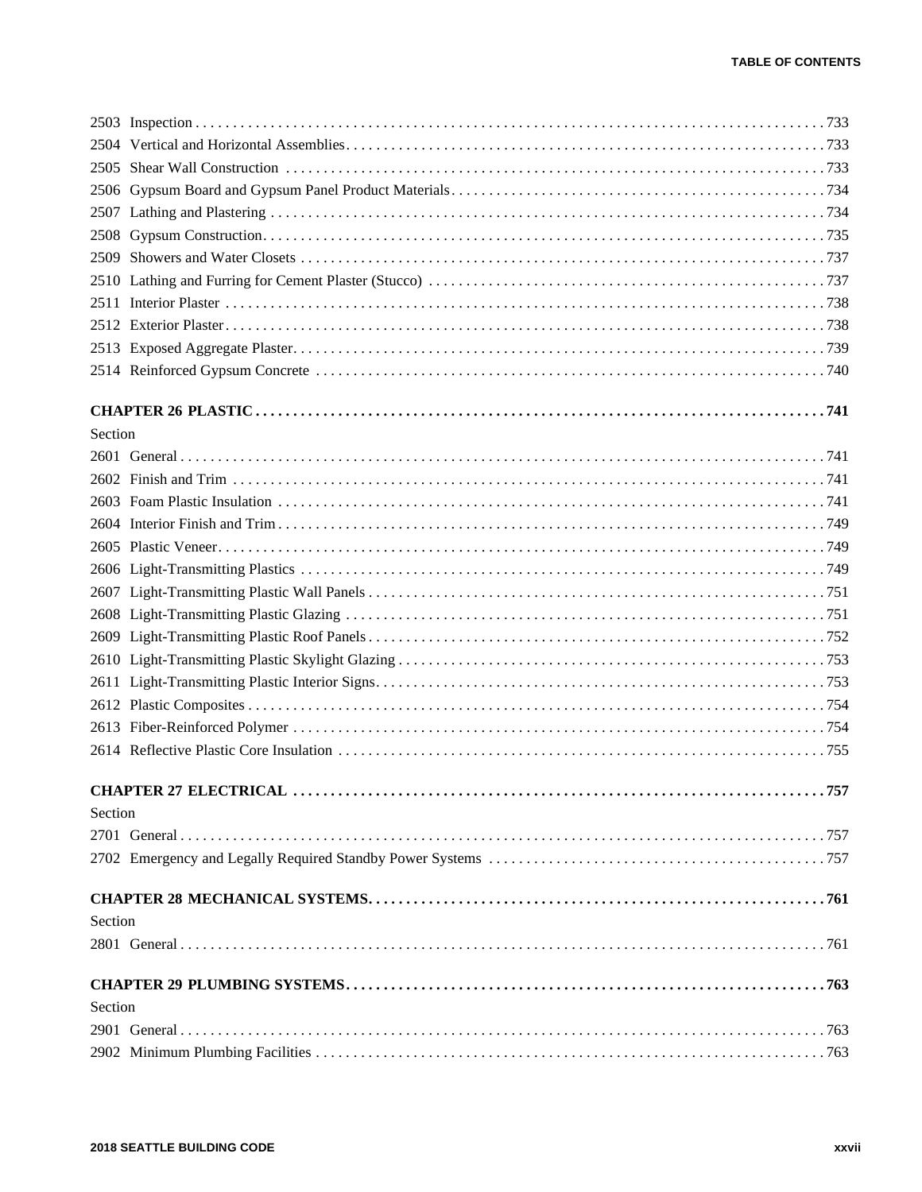2503 Inspection . . . . . . . . . . . . . . . . . . . . . . . . . . . . . . . . . . . . . . . . . . . . . . . . . . . . . . . . . . . . . . . . . . . . . . . . . . 733

2504 Vertical and Horizontal Assemblies . . . . . . . . . . . . . . . . . . . . . . . . . . . . . . . . . . . . . . . . . . . . . . . . . . . . . . . . 733

2505 Shear Wall Construction . . . . . . . . . . . . . . . . . . . . . . . . . . . . . . . . . . . . . . . . . . . . . . . . . . . . . . . . . . . . . . . 733

2506 Gypsum Board and Gypsum Panel Product Materials . . . . . . . . . . . . . . . . . . . . . . . . . . . . . . . . . . . . . . . . . . . 734

2507 Lathing and Plastering . . . . . . . . . . . . . . . . . . . . . . . . . . . . . . . . . . . . . . . . . . . . . . . . . . . . . . . . . . . . . . . . 734

2508 Gypsum Construction . . . . . . . . . . . . . . . . . . . . . . . . . . . . . . . . . . . . . . . . . . . . . . . . . . . . . . . . . . . . . . . . . 735

2509 Showers and Water Closets . . . . . . . . . . . . . . . . . . . . . . . . . . . . . . . . . . . . . . . . . . . . . . . . . . . . . . . . . . . . . 737

2510 Lathing and Furring for Cement Plaster (Stucco) . . . . . . . . . . . . . . . . . . . . . . . . . . . . . . . . . . . . . . . . . . . . . 737

2511 Interior Plaster . . . . . . . . . . . . . . . . . . . . . . . . . . . . . . . . . . . . . . . . . . . . . . . . . . . . . . . . . . . . . . . . . . . . . 738

2512 Exterior Plaster . . . . . . . . . . . . . . . . . . . . . . . . . . . . . . . . . . . . . . . . . . . . . . . . . . . . . . . . . . . . . . . . . . . . . 738

2513 Exposed Aggregate Plaster . . . . . . . . . . . . . . . . . . . . . . . . . . . . . . . . . . . . . . . . . . . . . . . . . . . . . . . . . . . . . 739

2514 Reinforced Gypsum Concrete . . . . . . . . . . . . . . . . . . . . . . . . . . . . . . . . . . . . . . . . . . . . . . . . . . . . . . . . . . . 740

**CHAPTER 26 PLASTIC . . . . . . . . . . . . . . . . . . . . . . . . . . . . . . . . . . . . . . . . . . . . . . . . . . . . . . . . . . . . . . . . . 741**

Section

2601 General . . . . . . . . . . . . . . . . . . . . . . . . . . . . . . . . . . . . . . . . . . . . . . . . . . . . . . . . . . . . . . . . . . . . . . . . . . 741

2602 Finish and Trim . . . . . . . . . . . . . . . . . . . . . . . . . . . . . . . . . . . . . . . . . . . . . . . . . . . . . . . . . . . . . . . . . . . . . 741

2603 Foam Plastic Insulation . . . . . . . . . . . . . . . . . . . . . . . . . . . . . . . . . . . . . . . . . . . . . . . . . . . . . . . . . . . . . . . . 741

2604 Interior Finish and Trim . . . . . . . . . . . . . . . . . . . . . . . . . . . . . . . . . . . . . . . . . . . . . . . . . . . . . . . . . . . . . . . . 749

2605 Plastic Veneer . . . . . . . . . . . . . . . . . . . . . . . . . . . . . . . . . . . . . . . . . . . . . . . . . . . . . . . . . . . . . . . . . . . . . . 749

2606 Light-Transmitting Plastics . . . . . . . . . . . . . . . . . . . . . . . . . . . . . . . . . . . . . . . . . . . . . . . . . . . . . . . . . . . . . 749

2607 Light-Transmitting Plastic Wall Panels . . . . . . . . . . . . . . . . . . . . . . . . . . . . . . . . . . . . . . . . . . . . . . . . . . . . 751

2608 Light-Transmitting Plastic Glazing . . . . . . . . . . . . . . . . . . . . . . . . . . . . . . . . . . . . . . . . . . . . . . . . . . . . . . . . 751

2609 Light-Transmitting Plastic Roof Panels . . . . . . . . . . . . . . . . . . . . . . . . . . . . . . . . . . . . . . . . . . . . . . . . . . . . 752

2610 Light-Transmitting Plastic Skylight Glazing . . . . . . . . . . . . . . . . . . . . . . . . . . . . . . . . . . . . . . . . . . . . . . . . . 753

2611 Light-Transmitting Plastic Interior Signs . . . . . . . . . . . . . . . . . . . . . . . . . . . . . . . . . . . . . . . . . . . . . . . . . . . 753

2612 Plastic Composites . . . . . . . . . . . . . . . . . . . . . . . . . . . . . . . . . . . . . . . . . . . . . . . . . . . . . . . . . . . . . . . . . . . 754

2613 Fiber-Reinforced Polymer . . . . . . . . . . . . . . . . . . . . . . . . . . . . . . . . . . . . . . . . . . . . . . . . . . . . . . . . . . . . . . 754

2614 Reflective Plastic Core Insulation . . . . . . . . . . . . . . . . . . . . . . . . . . . . . . . . . . . . . . . . . . . . . . . . . . . . . . . . 755

**CHAPTER 27 ELECTRICAL . . . . . . . . . . . . . . . . . . . . . . . . . . . . . . . . . . . . . . . . . . . . . . . . . . . . . . . . . . . . . . 757**

Section

2701 General . . . . . . . . . . . . . . . . . . . . . . . . . . . . . . . . . . . . . . . . . . . . . . . . . . . . . . . . . . . . . . . . . . . . . . . . . . 757

2702 Emergency and Legally Required Standby Power Systems . . . . . . . . . . . . . . . . . . . . . . . . . . . . . . . . . . . . . . 757

**CHAPTER 28 MECHANICAL SYSTEMS . . . . . . . . . . . . . . . . . . . . . . . . . . . . . . . . . . . . . . . . . . . . . . . . . . . . . 761**

Section

2801 General . . . . . . . . . . . . . . . . . . . . . . . . . . . . . . . . . . . . . . . . . . . . . . . . . . . . . . . . . . . . . . . . . . . . . . . . . . 761

**CHAPTER 29 PLUMBING SYSTEMS . . . . . . . . . . . . . . . . . . . . . . . . . . . . . . . . . . . . . . . . . . . . . . . . . . . . . . . 763**

Section

2901 General . . . . . . . . . . . . . . . . . . . . . . . . . . . . . . . . . . . . . . . . . . . . . . . . . . . . . . . . . . . . . . . . . . . . . . . . . . 763

2902 Minimum Plumbing Facilities . . . . . . . . . . . . . . . . . . . . . . . . . . . . . . . . . . . . . . . . . . . . . . . . . . . . . . . . . . . 763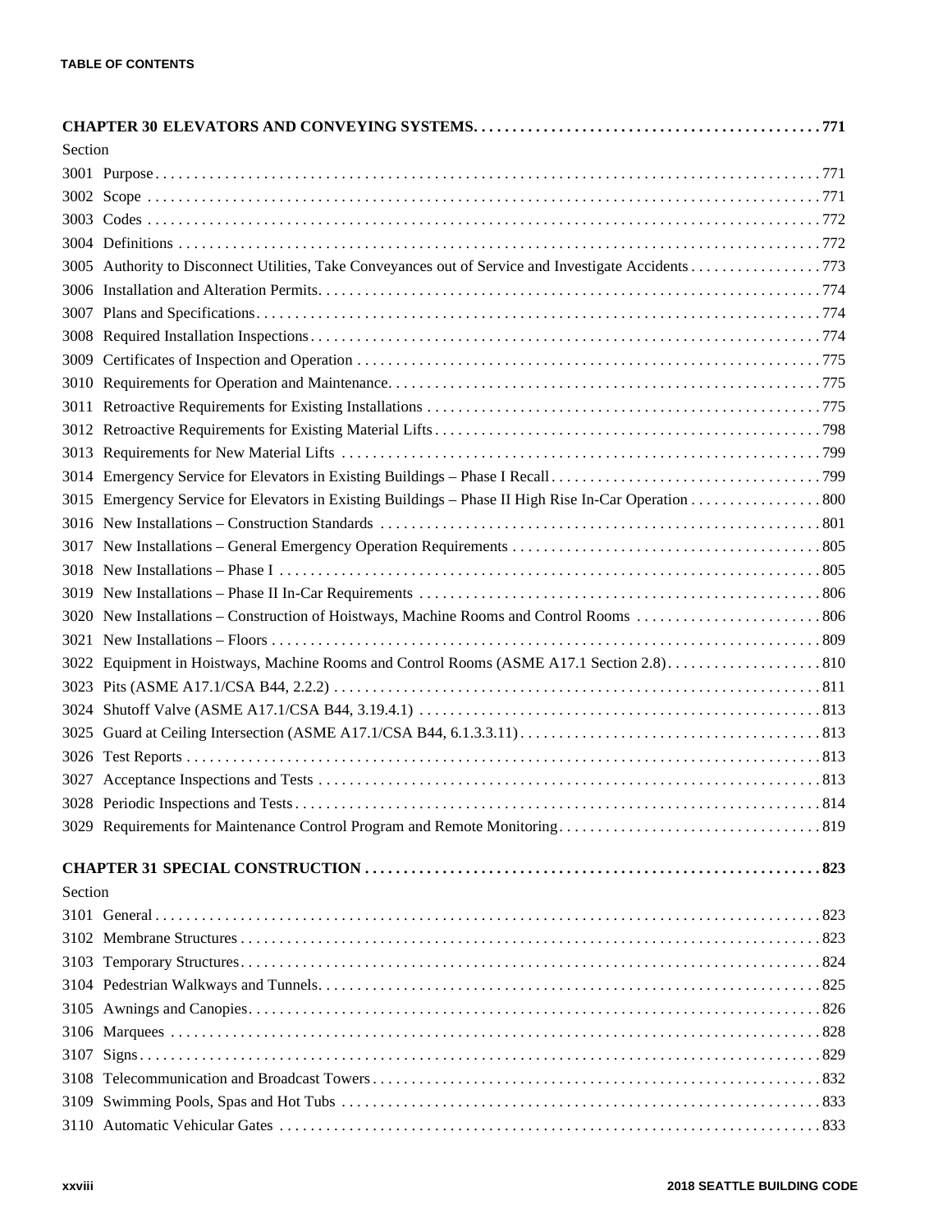**CHAPTER 30 ELEVATORS AND CONVEYING SYSTEMS. . . . . . . . . . . . . . . . . . . . . . . . . . . . . . . . . . . . . . . . . . . . 771**

Section

3001 Purpose . . . . . . . . . . . . . . . . . . . . . . . . . . . . . . . . . . . . . . . . . . . . . . . . . . . . . . . . . . . . . . . . . . . . . . . . . . . 771

3002 Scope . . . . . . . . . . . . . . . . . . . . . . . . . . . . . . . . . . . . . . . . . . . . . . . . . . . . . . . . . . . . . . . . . . . . . . . . . . . . 771

3003 Codes . . . . . . . . . . . . . . . . . . . . . . . . . . . . . . . . . . . . . . . . . . . . . . . . . . . . . . . . . . . . . . . . . . . . . . . . . . . . 772

3004 Definitions . . . . . . . . . . . . . . . . . . . . . . . . . . . . . . . . . . . . . . . . . . . . . . . . . . . . . . . . . . . . . . . . . . . . . . . . 772

3005 Authority to Disconnect Utilities, Take Conveyances out of Service and Investigate Accidents . . . . . . . . . . . . . . . . 773

3006 Installation and Alteration Permits. . . . . . . . . . . . . . . . . . . . . . . . . . . . . . . . . . . . . . . . . . . . . . . . . . . . . . . 774

3007 Plans and Specifications. . . . . . . . . . . . . . . . . . . . . . . . . . . . . . . . . . . . . . . . . . . . . . . . . . . . . . . . . . . . . . . 774

3008 Required Installation Inspections . . . . . . . . . . . . . . . . . . . . . . . . . . . . . . . . . . . . . . . . . . . . . . . . . . . . . . . 774

3009 Certificates of Inspection and Operation . . . . . . . . . . . . . . . . . . . . . . . . . . . . . . . . . . . . . . . . . . . . . . . . . . 775

3010 Requirements for Operation and Maintenance. . . . . . . . . . . . . . . . . . . . . . . . . . . . . . . . . . . . . . . . . . . . . . 775

3011 Retroactive Requirements for Existing Installations . . . . . . . . . . . . . . . . . . . . . . . . . . . . . . . . . . . . . . . . . . 775

3012 Retroactive Requirements for Existing Material Lifts . . . . . . . . . . . . . . . . . . . . . . . . . . . . . . . . . . . . . . . . . 798

3013 Requirements for New Material Lifts . . . . . . . . . . . . . . . . . . . . . . . . . . . . . . . . . . . . . . . . . . . . . . . . . . . . 799

3014 Emergency Service for Elevators in Existing Buildings – Phase I Recall . . . . . . . . . . . . . . . . . . . . . . . . . . . 799

3015 Emergency Service for Elevators in Existing Buildings – Phase II High Rise In-Car Operation . . . . . . . . . . . . . . . . 800

3016 New Installations – Construction Standards . . . . . . . . . . . . . . . . . . . . . . . . . . . . . . . . . . . . . . . . . . . . . . . 801

3017 New Installations – General Emergency Operation Requirements . . . . . . . . . . . . . . . . . . . . . . . . . . . . . . . 805

3018 New Installations – Phase I . . . . . . . . . . . . . . . . . . . . . . . . . . . . . . . . . . . . . . . . . . . . . . . . . . . . . . . . . . . . 805

3019 New Installations – Phase II In-Car Requirements . . . . . . . . . . . . . . . . . . . . . . . . . . . . . . . . . . . . . . . . . . . 806

3020 New Installations – Construction of Hoistways, Machine Rooms and Control Rooms . . . . . . . . . . . . . . . . . . . . . . . . 806

3021 New Installations – Floors . . . . . . . . . . . . . . . . . . . . . . . . . . . . . . . . . . . . . . . . . . . . . . . . . . . . . . . . . . . . 809

3022 Equipment in Hoistways, Machine Rooms and Control Rooms (ASME A17.1 Section 2.8). . . . . . . . . . . . . . . . . . . . 810

3023 Pits (ASME A17.1/CSA B44, 2.2.2) . . . . . . . . . . . . . . . . . . . . . . . . . . . . . . . . . . . . . . . . . . . . . . . . . . . . . 811

3024 Shutoff Valve (ASME A17.1/CSA B44, 3.19.4.1) . . . . . . . . . . . . . . . . . . . . . . . . . . . . . . . . . . . . . . . . . . . 813

3025 Guard at Ceiling Intersection (ASME A17.1/CSA B44, 6.1.3.3.11). . . . . . . . . . . . . . . . . . . . . . . . . . . . . . . 813

3026 Test Reports . . . . . . . . . . . . . . . . . . . . . . . . . . . . . . . . . . . . . . . . . . . . . . . . . . . . . . . . . . . . . . . . . . . . . . . 813

3027 Acceptance Inspections and Tests . . . . . . . . . . . . . . . . . . . . . . . . . . . . . . . . . . . . . . . . . . . . . . . . . . . . . . . 813

3028 Periodic Inspections and Tests . . . . . . . . . . . . . . . . . . . . . . . . . . . . . . . . . . . . . . . . . . . . . . . . . . . . . . . . . . 814

3029 Requirements for Maintenance Control Program and Remote Monitoring. . . . . . . . . . . . . . . . . . . . . . . . . . . . 819

**CHAPTER 31 SPECIAL CONSTRUCTION . . . . . . . . . . . . . . . . . . . . . . . . . . . . . . . . . . . . . . . . . . . . . . . . . . . . . . . . . 823**

Section

3101 General . . . . . . . . . . . . . . . . . . . . . . . . . . . . . . . . . . . . . . . . . . . . . . . . . . . . . . . . . . . . . . . . . . . . . . . . . . . 823

3102 Membrane Structures . . . . . . . . . . . . . . . . . . . . . . . . . . . . . . . . . . . . . . . . . . . . . . . . . . . . . . . . . . . . . . . . 823

3103 Temporary Structures. . . . . . . . . . . . . . . . . . . . . . . . . . . . . . . . . . . . . . . . . . . . . . . . . . . . . . . . . . . . . . . . . 824

3104 Pedestrian Walkways and Tunnels. . . . . . . . . . . . . . . . . . . . . . . . . . . . . . . . . . . . . . . . . . . . . . . . . . . . . . . 825

3105 Awnings and Canopies. . . . . . . . . . . . . . . . . . . . . . . . . . . . . . . . . . . . . . . . . . . . . . . . . . . . . . . . . . . . . . . . 826

3106 Marquees . . . . . . . . . . . . . . . . . . . . . . . . . . . . . . . . . . . . . . . . . . . . . . . . . . . . . . . . . . . . . . . . . . . . . . . . . 828

3107 Signs . . . . . . . . . . . . . . . . . . . . . . . . . . . . . . . . . . . . . . . . . . . . . . . . . . . . . . . . . . . . . . . . . . . . . . . . . . . . 829

3108 Telecommunication and Broadcast Towers . . . . . . . . . . . . . . . . . . . . . . . . . . . . . . . . . . . . . . . . . . . . . . . . . 832

3109 Swimming Pools, Spas and Hot Tubs . . . . . . . . . . . . . . . . . . . . . . . . . . . . . . . . . . . . . . . . . . . . . . . . . . . . . 833

3110 Automatic Vehicular Gates . . . . . . . . . . . . . . . . . . . . . . . . . . . . . . . . . . . . . . . . . . . . . . . . . . . . . . . . . . . . 833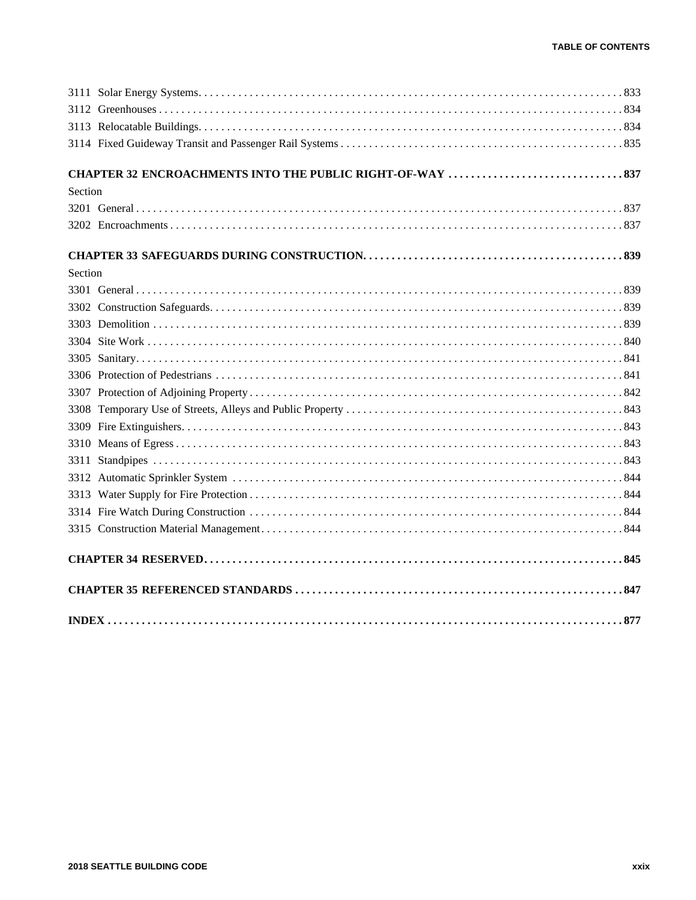3111 Solar Energy Systems. . . . . . . . . . . . . . . . . . . . . . . . . . . . . . . . . . . . . . . . . . . . . . . . . . . . . . . . . . . . . . . . . . . . . . . . 833

3112 Greenhouses . . . . . . . . . . . . . . . . . . . . . . . . . . . . . . . . . . . . . . . . . . . . . . . . . . . . . . . . . . . . . . . . . . . . . . . . . . . . 834

3113 Relocatable Buildings. . . . . . . . . . . . . . . . . . . . . . . . . . . . . . . . . . . . . . . . . . . . . . . . . . . . . . . . . . . . . . . . . . . . . . . 834

3114 Fixed Guideway Transit and Passenger Rail Systems . . . . . . . . . . . . . . . . . . . . . . . . . . . . . . . . . . . . . . . . . . . . . . . . 835

**CHAPTER 32 ENCROACHMENTS INTO THE PUBLIC RIGHT-OF-WAY . . . . . . . . . . . . . . . . . . . . . . . . . . . . . . 837**

Section

3201 General . . . . . . . . . . . . . . . . . . . . . . . . . . . . . . . . . . . . . . . . . . . . . . . . . . . . . . . . . . . . . . . . . . . . . . . . . . . . . . 837

3202 Encroachments . . . . . . . . . . . . . . . . . . . . . . . . . . . . . . . . . . . . . . . . . . . . . . . . . . . . . . . . . . . . . . . . . . . . . . . . . . 837

**CHAPTER 33 SAFEGUARDS DURING CONSTRUCTION. . . . . . . . . . . . . . . . . . . . . . . . . . . . . . . . . . . . . . . . . . . . . 839**

Section

3301 General . . . . . . . . . . . . . . . . . . . . . . . . . . . . . . . . . . . . . . . . . . . . . . . . . . . . . . . . . . . . . . . . . . . . . . . . . . . . . . 839

3302 Construction Safeguards. . . . . . . . . . . . . . . . . . . . . . . . . . . . . . . . . . . . . . . . . . . . . . . . . . . . . . . . . . . . . . . . . . . 839

3303 Demolition . . . . . . . . . . . . . . . . . . . . . . . . . . . . . . . . . . . . . . . . . . . . . . . . . . . . . . . . . . . . . . . . . . . . . . . . . . . . 839

3304 Site Work . . . . . . . . . . . . . . . . . . . . . . . . . . . . . . . . . . . . . . . . . . . . . . . . . . . . . . . . . . . . . . . . . . . . . . . . . . . . . 840

3305 Sanitary. . . . . . . . . . . . . . . . . . . . . . . . . . . . . . . . . . . . . . . . . . . . . . . . . . . . . . . . . . . . . . . . . . . . . . . . . . . . . . 841

3306 Protection of Pedestrians . . . . . . . . . . . . . . . . . . . . . . . . . . . . . . . . . . . . . . . . . . . . . . . . . . . . . . . . . . . . . . . . . . 841

3307 Protection of Adjoining Property . . . . . . . . . . . . . . . . . . . . . . . . . . . . . . . . . . . . . . . . . . . . . . . . . . . . . . . . . . . . . 842

3308 Temporary Use of Streets, Alleys and Public Property . . . . . . . . . . . . . . . . . . . . . . . . . . . . . . . . . . . . . . . . . . . . . . . 843

3309 Fire Extinguishers. . . . . . . . . . . . . . . . . . . . . . . . . . . . . . . . . . . . . . . . . . . . . . . . . . . . . . . . . . . . . . . . . . . . . . . . 843

3310 Means of Egress . . . . . . . . . . . . . . . . . . . . . . . . . . . . . . . . . . . . . . . . . . . . . . . . . . . . . . . . . . . . . . . . . . . . . . . . 843

3311 Standpipes . . . . . . . . . . . . . . . . . . . . . . . . . . . . . . . . . . . . . . . . . . . . . . . . . . . . . . . . . . . . . . . . . . . . . . . . . . . . 843

3312 Automatic Sprinkler System . . . . . . . . . . . . . . . . . . . . . . . . . . . . . . . . . . . . . . . . . . . . . . . . . . . . . . . . . . . . . . . . 844

3313 Water Supply for Fire Protection . . . . . . . . . . . . . . . . . . . . . . . . . . . . . . . . . . . . . . . . . . . . . . . . . . . . . . . . . . . . . 844

3314 Fire Watch During Construction . . . . . . . . . . . . . . . . . . . . . . . . . . . . . . . . . . . . . . . . . . . . . . . . . . . . . . . . . . . . . 844

3315 Construction Material Management. . . . . . . . . . . . . . . . . . . . . . . . . . . . . . . . . . . . . . . . . . . . . . . . . . . . . . . . . . . 844

**CHAPTER 34 RESERVED. . . . . . . . . . . . . . . . . . . . . . . . . . . . . . . . . . . . . . . . . . . . . . . . . . . . . . . . . . . . . . . . . . 845**

**CHAPTER 35 REFERENCED STANDARDS . . . . . . . . . . . . . . . . . . . . . . . . . . . . . . . . . . . . . . . . . . . . . . . . . . . . . 847**

**INDEX . . . . . . . . . . . . . . . . . . . . . . . . . . . . . . . . . . . . . . . . . . . . . . . . . . . . . . . . . . . . . . . . . . . . . . . . . . . . . . . . 877**